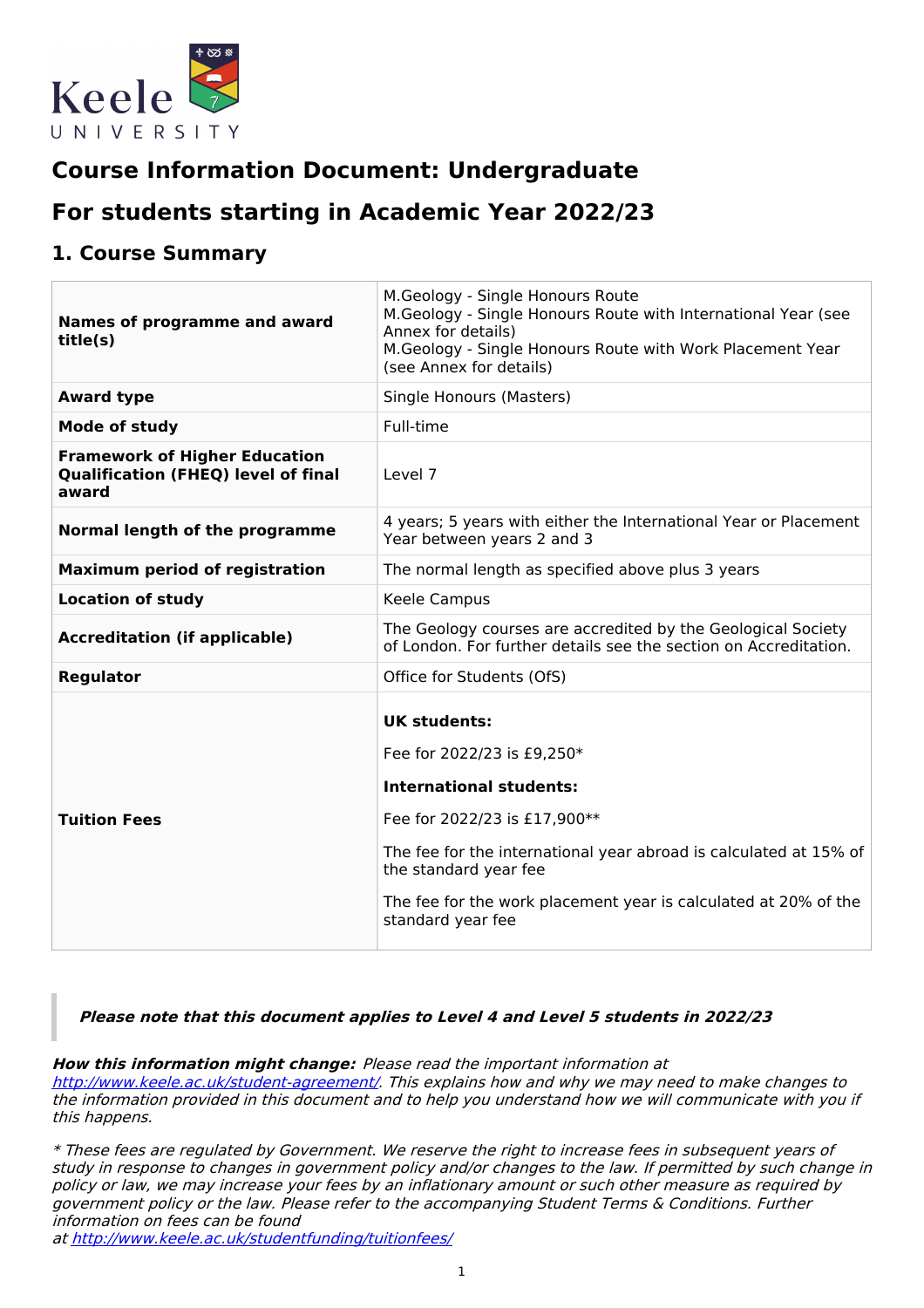# Course Information Document: Undergraduate

# For students starting in Academic Year 2022/23

## 1. Course Summary

| | |
|---|---|
| **Names of programme and award title(s)** | M.Geology - Single Honours Route<br>M.Geology - Single Honours Route with International Year (see Annex for details)<br>M.Geology - Single Honours Route with Work Placement Year (see Annex for details) |
| **Award type** | Single Honours (Masters) |
| **Mode of study** | Full-time |
| **Framework of Higher Education Qualification (FHEQ) level of final award** | Level 7 |
| **Normal length of the programme** | 4 years; 5 years with either the International Year or Placement Year between years 2 and 3 |
| **Maximum period of registration** | The normal length as specified above plus 3 years |
| **Location of study** | Keele Campus |
| **Accreditation (if applicable)** | The Geology courses are accredited by the Geological Society of London. For further details see the section on Accreditation. |
| **Regulator** | Office for Students (OfS) |
| **Tuition Fees** | **UK students:**<br>Fee for 2022/23 is £9,250*<br>**International students:**<br>Fee for 2022/23 is £17,900**<br>The fee for the international year abroad is calculated at 15% of the standard year fee<br>The fee for the work placement year is calculated at 20% of the standard year fee |

> ***Please note that this document applies to Level 4 and Level 5 students in 2022/23***

***How this information might change:*** *Please read the important information at [http://www.keele.ac.uk/student-agreement/](http://www.keele.ac.uk/student-agreement/). This explains how and why we may need to make changes to the information provided in this document and to help you understand how we will communicate with you if this happens.*

*\* These fees are regulated by Government. We reserve the right to increase fees in subsequent years of study in response to changes in government policy and/or changes to the law. If permitted by such change in policy or law, we may increase your fees by an inflationary amount or such other measure as required by government policy or the law. Please refer to the accompanying Student Terms & Conditions. Further information on fees can be found at [http://www.keele.ac.uk/studentfunding/tuitionfees/](http://www.keele.ac.uk/studentfunding/tuitionfees/)*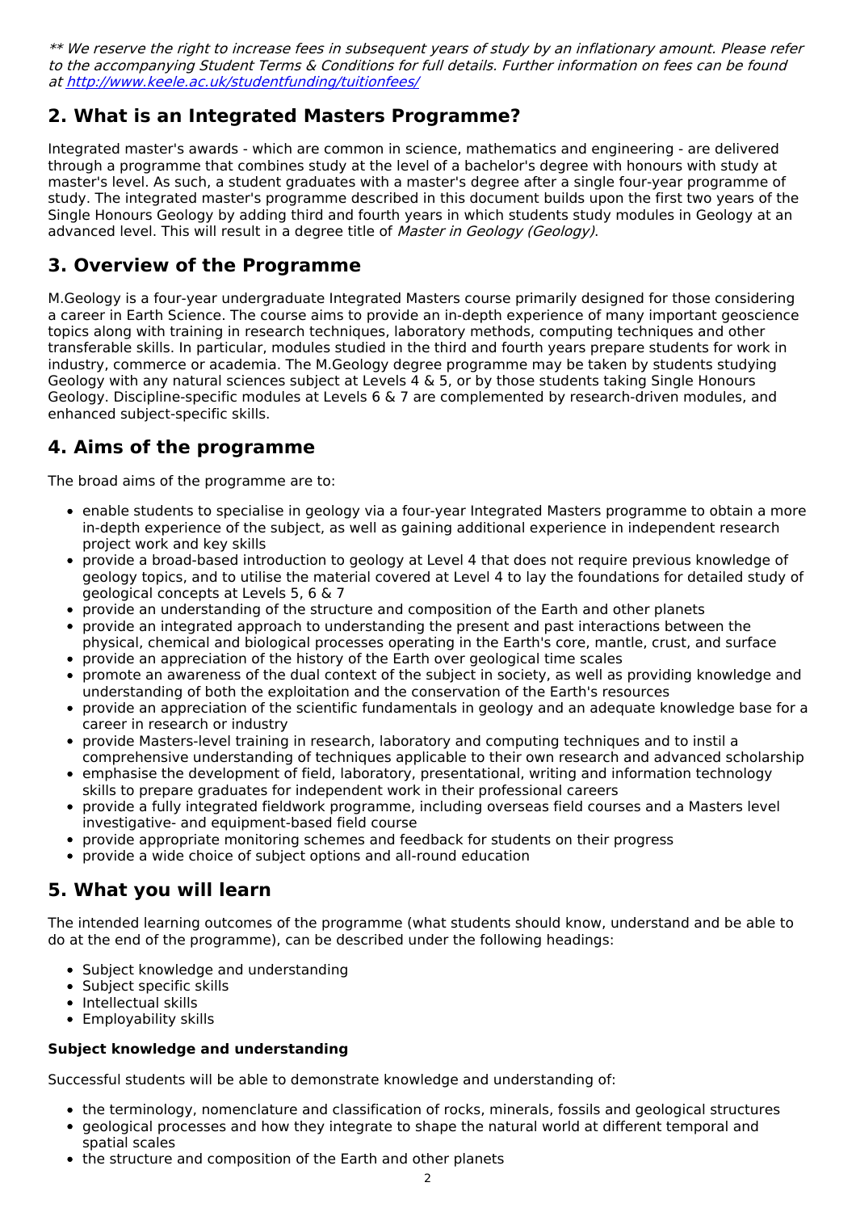*** We reserve the right to increase fees in subsequent years of study by an inflationary amount. Please refer to the accompanying Student Terms & Conditions for full details. Further information on fees can be found at [http://www.keele.ac.uk/studentfunding/tuitionfees/](http://www.keele.ac.uk/studentfunding/tuitionfees/)*

## 2. What is an Integrated Masters Programme?

Integrated master's awards - which are common in science, mathematics and engineering - are delivered through a programme that combines study at the level of a bachelor's degree with honours with study at master's level. As such, a student graduates with a master's degree after a single four-year programme of study. The integrated master's programme described in this document builds upon the first two years of the Single Honours Geology by adding third and fourth years in which students study modules in Geology at an advanced level. This will result in a degree title of *Master in Geology (Geology)*.

## 3. Overview of the Programme

M.Geology is a four-year undergraduate Integrated Masters course primarily designed for those considering a career in Earth Science. The course aims to provide an in-depth experience of many important geoscience topics along with training in research techniques, laboratory methods, computing techniques and other transferable skills. In particular, modules studied in the third and fourth years prepare students for work in industry, commerce or academia. The M.Geology degree programme may be taken by students studying Geology with any natural sciences subject at Levels 4 & 5, or by those students taking Single Honours Geology. Discipline-specific modules at Levels 6 & 7 are complemented by research-driven modules, and enhanced subject-specific skills.

## 4. Aims of the programme

The broad aims of the programme are to:

- enable students to specialise in geology via a four-year Integrated Masters programme to obtain a more in-depth experience of the subject, as well as gaining additional experience in independent research project work and key skills
- provide a broad-based introduction to geology at Level 4 that does not require previous knowledge of geology topics, and to utilise the material covered at Level 4 to lay the foundations for detailed study of geological concepts at Levels 5, 6 & 7
- provide an understanding of the structure and composition of the Earth and other planets
- provide an integrated approach to understanding the present and past interactions between the physical, chemical and biological processes operating in the Earth's core, mantle, crust, and surface
- provide an appreciation of the history of the Earth over geological time scales
- promote an awareness of the dual context of the subject in society, as well as providing knowledge and understanding of both the exploitation and the conservation of the Earth's resources
- provide an appreciation of the scientific fundamentals in geology and an adequate knowledge base for a career in research or industry
- provide Masters-level training in research, laboratory and computing techniques and to instil a comprehensive understanding of techniques applicable to their own research and advanced scholarship
- emphasise the development of field, laboratory, presentational, writing and information technology skills to prepare graduates for independent work in their professional careers
- provide a fully integrated fieldwork programme, including overseas field courses and a Masters level investigative- and equipment-based field course
- provide appropriate monitoring schemes and feedback for students on their progress
- provide a wide choice of subject options and all-round education

## 5. What you will learn

The intended learning outcomes of the programme (what students should know, understand and be able to do at the end of the programme), can be described under the following headings:

- Subject knowledge and understanding
- Subject specific skills
- Intellectual skills
- Employability skills

### Subject knowledge and understanding

Successful students will be able to demonstrate knowledge and understanding of:

- the terminology, nomenclature and classification of rocks, minerals, fossils and geological structures
- geological processes and how they integrate to shape the natural world at different temporal and spatial scales
- the structure and composition of the Earth and other planets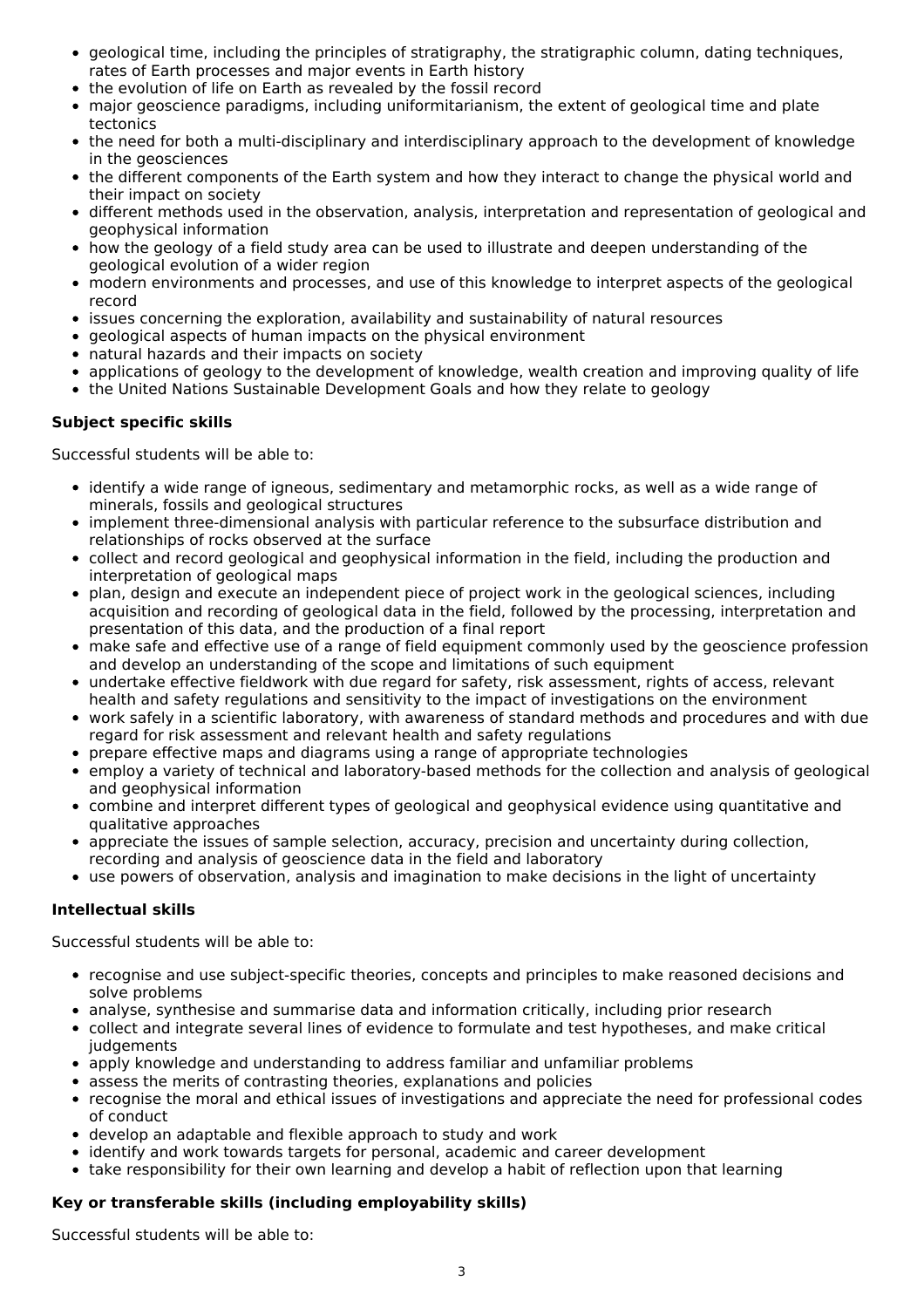- geological time, including the principles of stratigraphy, the stratigraphic column, dating techniques, rates of Earth processes and major events in Earth history
- the evolution of life on Earth as revealed by the fossil record
- major geoscience paradigms, including uniformitarianism, the extent of geological time and plate tectonics
- the need for both a multi-disciplinary and interdisciplinary approach to the development of knowledge in the geosciences
- the different components of the Earth system and how they interact to change the physical world and their impact on society
- different methods used in the observation, analysis, interpretation and representation of geological and geophysical information
- how the geology of a field study area can be used to illustrate and deepen understanding of the geological evolution of a wider region
- modern environments and processes, and use of this knowledge to interpret aspects of the geological record
- issues concerning the exploration, availability and sustainability of natural resources
- geological aspects of human impacts on the physical environment
- natural hazards and their impacts on society
- applications of geology to the development of knowledge, wealth creation and improving quality of life
- the United Nations Sustainable Development Goals and how they relate to geology

**Subject specific skills**

Successful students will be able to:

- identify a wide range of igneous, sedimentary and metamorphic rocks, as well as a wide range of minerals, fossils and geological structures
- implement three-dimensional analysis with particular reference to the subsurface distribution and relationships of rocks observed at the surface
- collect and record geological and geophysical information in the field, including the production and interpretation of geological maps
- plan, design and execute an independent piece of project work in the geological sciences, including acquisition and recording of geological data in the field, followed by the processing, interpretation and presentation of this data, and the production of a final report
- make safe and effective use of a range of field equipment commonly used by the geoscience profession and develop an understanding of the scope and limitations of such equipment
- undertake effective fieldwork with due regard for safety, risk assessment, rights of access, relevant health and safety regulations and sensitivity to the impact of investigations on the environment
- work safely in a scientific laboratory, with awareness of standard methods and procedures and with due regard for risk assessment and relevant health and safety regulations
- prepare effective maps and diagrams using a range of appropriate technologies
- employ a variety of technical and laboratory-based methods for the collection and analysis of geological and geophysical information
- combine and interpret different types of geological and geophysical evidence using quantitative and qualitative approaches
- appreciate the issues of sample selection, accuracy, precision and uncertainty during collection, recording and analysis of geoscience data in the field and laboratory
- use powers of observation, analysis and imagination to make decisions in the light of uncertainty

**Intellectual skills**

Successful students will be able to:

- recognise and use subject-specific theories, concepts and principles to make reasoned decisions and solve problems
- analyse, synthesise and summarise data and information critically, including prior research
- collect and integrate several lines of evidence to formulate and test hypotheses, and make critical judgements
- apply knowledge and understanding to address familiar and unfamiliar problems
- assess the merits of contrasting theories, explanations and policies
- recognise the moral and ethical issues of investigations and appreciate the need for professional codes of conduct
- develop an adaptable and flexible approach to study and work
- identify and work towards targets for personal, academic and career development
- take responsibility for their own learning and develop a habit of reflection upon that learning

**Key or transferable skills (including employability skills)**

Successful students will be able to: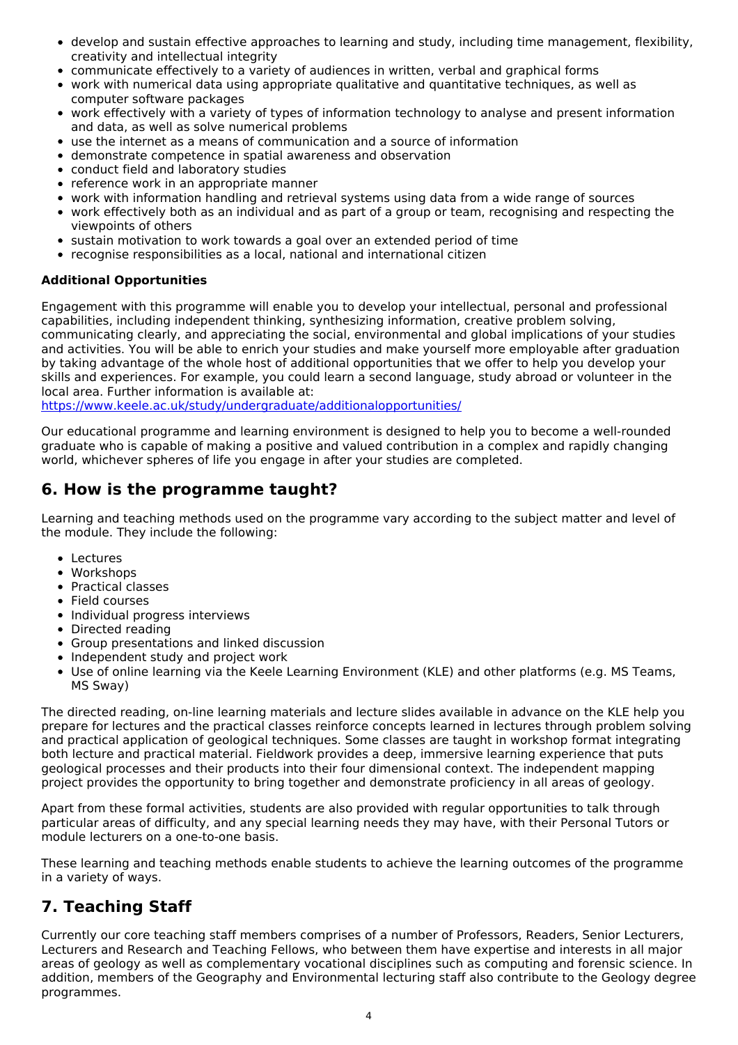- develop and sustain effective approaches to learning and study, including time management, flexibility, creativity and intellectual integrity
- communicate effectively to a variety of audiences in written, verbal and graphical forms
- work with numerical data using appropriate qualitative and quantitative techniques, as well as computer software packages
- work effectively with a variety of types of information technology to analyse and present information and data, as well as solve numerical problems
- use the internet as a means of communication and a source of information
- demonstrate competence in spatial awareness and observation
- conduct field and laboratory studies
- reference work in an appropriate manner
- work with information handling and retrieval systems using data from a wide range of sources
- work effectively both as an individual and as part of a group or team, recognising and respecting the viewpoints of others
- sustain motivation to work towards a goal over an extended period of time
- recognise responsibilities as a local, national and international citizen

**Additional Opportunities**

Engagement with this programme will enable you to develop your intellectual, personal and professional capabilities, including independent thinking, synthesizing information, creative problem solving, communicating clearly, and appreciating the social, environmental and global implications of your studies and activities. You will be able to enrich your studies and make yourself more employable after graduation by taking advantage of the whole host of additional opportunities that we offer to help you develop your skills and experiences. For example, you could learn a second language, study abroad or volunteer in the local area. Further information is available at:
https://www.keele.ac.uk/study/undergraduate/additionalopportunities/

Our educational programme and learning environment is designed to help you to become a well-rounded graduate who is capable of making a positive and valued contribution in a complex and rapidly changing world, whichever spheres of life you engage in after your studies are completed.

## 6. How is the programme taught?

Learning and teaching methods used on the programme vary according to the subject matter and level of the module. They include the following:

- Lectures
- Workshops
- Practical classes
- Field courses
- Individual progress interviews
- Directed reading
- Group presentations and linked discussion
- Independent study and project work
- Use of online learning via the Keele Learning Environment (KLE) and other platforms (e.g. MS Teams, MS Sway)

The directed reading, on-line learning materials and lecture slides available in advance on the KLE help you prepare for lectures and the practical classes reinforce concepts learned in lectures through problem solving and practical application of geological techniques. Some classes are taught in workshop format integrating both lecture and practical material. Fieldwork provides a deep, immersive learning experience that puts geological processes and their products into their four dimensional context. The independent mapping project provides the opportunity to bring together and demonstrate proficiency in all areas of geology.

Apart from these formal activities, students are also provided with regular opportunities to talk through particular areas of difficulty, and any special learning needs they may have, with their Personal Tutors or module lecturers on a one-to-one basis.

These learning and teaching methods enable students to achieve the learning outcomes of the programme in a variety of ways.

## 7. Teaching Staff

Currently our core teaching staff members comprises of a number of Professors, Readers, Senior Lecturers, Lecturers and Research and Teaching Fellows, who between them have expertise and interests in all major areas of geology as well as complementary vocational disciplines such as computing and forensic science. In addition, members of the Geography and Environmental lecturing staff also contribute to the Geology degree programmes.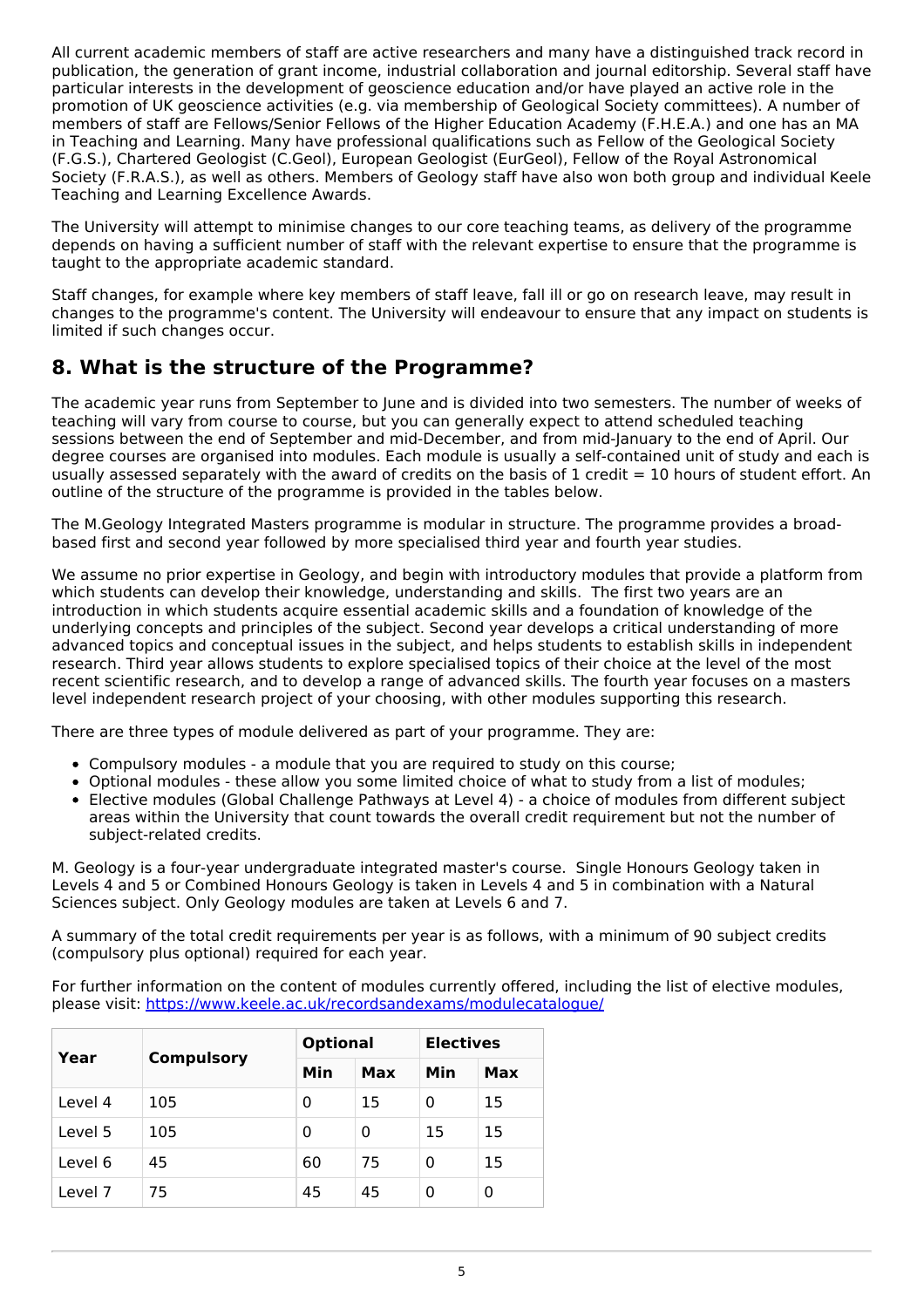All current academic members of staff are active researchers and many have a distinguished track record in publication, the generation of grant income, industrial collaboration and journal editorship. Several staff have particular interests in the development of geoscience education and/or have played an active role in the promotion of UK geoscience activities (e.g. via membership of Geological Society committees). A number of members of staff are Fellows/Senior Fellows of the Higher Education Academy (F.H.E.A.) and one has an MA in Teaching and Learning. Many have professional qualifications such as Fellow of the Geological Society (F.G.S.), Chartered Geologist (C.Geol), European Geologist (EurGeol), Fellow of the Royal Astronomical Society (F.R.A.S.), as well as others. Members of Geology staff have also won both group and individual Keele Teaching and Learning Excellence Awards.

The University will attempt to minimise changes to our core teaching teams, as delivery of the programme depends on having a sufficient number of staff with the relevant expertise to ensure that the programme is taught to the appropriate academic standard.

Staff changes, for example where key members of staff leave, fall ill or go on research leave, may result in changes to the programme's content. The University will endeavour to ensure that any impact on students is limited if such changes occur.

## 8. What is the structure of the Programme?

The academic year runs from September to June and is divided into two semesters. The number of weeks of teaching will vary from course to course, but you can generally expect to attend scheduled teaching sessions between the end of September and mid-December, and from mid-January to the end of April. Our degree courses are organised into modules. Each module is usually a self-contained unit of study and each is usually assessed separately with the award of credits on the basis of 1 credit = 10 hours of student effort. An outline of the structure of the programme is provided in the tables below.

The M.Geology Integrated Masters programme is modular in structure. The programme provides a broad-based first and second year followed by more specialised third year and fourth year studies.

We assume no prior expertise in Geology, and begin with introductory modules that provide a platform from which students can develop their knowledge, understanding and skills. The first two years are an introduction in which students acquire essential academic skills and a foundation of knowledge of the underlying concepts and principles of the subject. Second year develops a critical understanding of more advanced topics and conceptual issues in the subject, and helps students to establish skills in independent research. Third year allows students to explore specialised topics of their choice at the level of the most recent scientific research, and to develop a range of advanced skills. The fourth year focuses on a masters level independent research project of your choosing, with other modules supporting this research.

There are three types of module delivered as part of your programme. They are:

- Compulsory modules - a module that you are required to study on this course;
- Optional modules - these allow you some limited choice of what to study from a list of modules;
- Elective modules (Global Challenge Pathways at Level 4) - a choice of modules from different subject areas within the University that count towards the overall credit requirement but not the number of subject-related credits.

M. Geology is a four-year undergraduate integrated master's course. Single Honours Geology taken in Levels 4 and 5 or Combined Honours Geology is taken in Levels 4 and 5 in combination with a Natural Sciences subject. Only Geology modules are taken at Levels 6 and 7.

A summary of the total credit requirements per year is as follows, with a minimum of 90 subject credits (compulsory plus optional) required for each year.

For further information on the content of modules currently offered, including the list of elective modules, please visit: https://www.keele.ac.uk/recordsandexams/modulecatalogue/

| Year | Compulsory | Optional | | Electives | |
|---|---|---|---|---|---|
| | | Min | Max | Min | Max |
| Level 4 | 105 | 0 | 15 | 0 | 15 |
| Level 5 | 105 | 0 | 0 | 15 | 15 |
| Level 6 | 45 | 60 | 75 | 0 | 15 |
| Level 7 | 75 | 45 | 45 | 0 | 0 |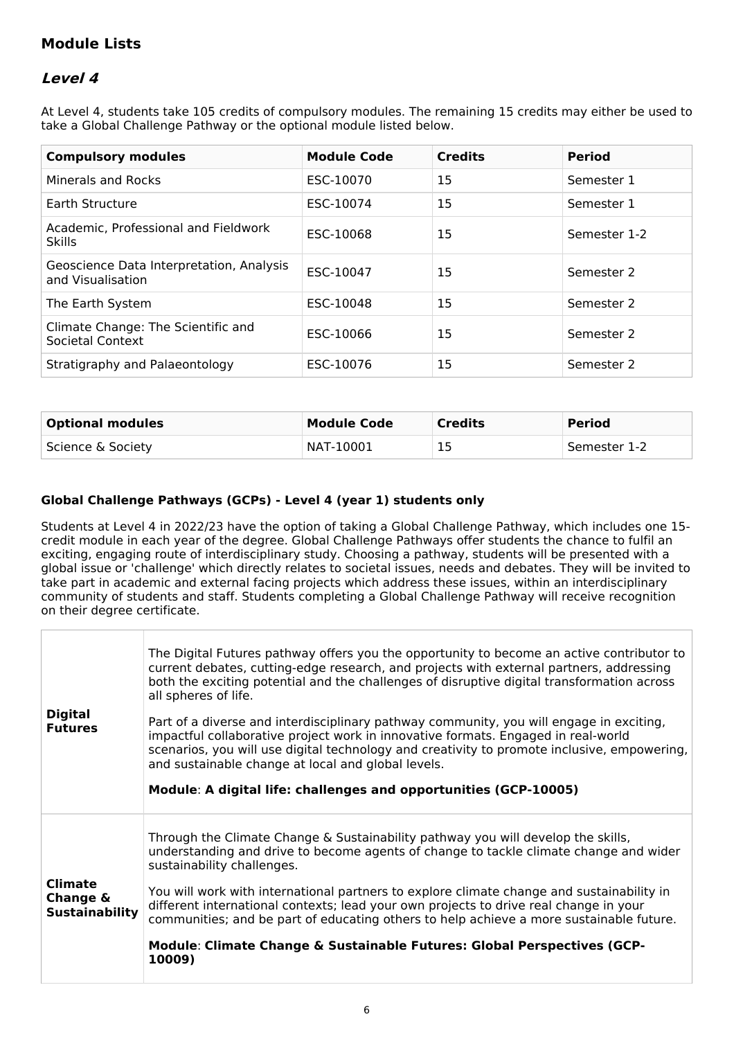## Module Lists

### *Level 4*

At Level 4, students take 105 credits of compulsory modules. The remaining 15 credits may either be used to take a Global Challenge Pathway or the optional module listed below.

| Compulsory modules | Module Code | Credits | Period |
|---|---|---|---|
| Minerals and Rocks | ESC-10070 | 15 | Semester 1 |
| Earth Structure | ESC-10074 | 15 | Semester 1 |
| Academic, Professional and Fieldwork Skills | ESC-10068 | 15 | Semester 1-2 |
| Geoscience Data Interpretation, Analysis and Visualisation | ESC-10047 | 15 | Semester 2 |
| The Earth System | ESC-10048 | 15 | Semester 2 |
| Climate Change: The Scientific and Societal Context | ESC-10066 | 15 | Semester 2 |
| Stratigraphy and Palaeontology | ESC-10076 | 15 | Semester 2 |

| Optional modules | Module Code | Credits | Period |
|---|---|---|---|
| Science & Society | NAT-10001 | 15 | Semester 1-2 |

#### Global Challenge Pathways (GCPs) - Level 4 (year 1) students only

Students at Level 4 in 2022/23 have the option of taking a Global Challenge Pathway, which includes one 15-credit module in each year of the degree. Global Challenge Pathways offer students the chance to fulfil an exciting, engaging route of interdisciplinary study. Choosing a pathway, students will be presented with a global issue or 'challenge' which directly relates to societal issues, needs and debates. They will be invited to take part in academic and external facing projects which address these issues, within an interdisciplinary community of students and staff. Students completing a Global Challenge Pathway will receive recognition on their degree certificate.

| | |
|---|---|
| **Digital Futures** | The Digital Futures pathway offers you the opportunity to become an active contributor to current debates, cutting-edge research, and projects with external partners, addressing both the exciting potential and the challenges of disruptive digital transformation across all spheres of life.<br><br>Part of a diverse and interdisciplinary pathway community, you will engage in exciting, impactful collaborative project work in innovative formats. Engaged in real-world scenarios, you will use digital technology and creativity to promote inclusive, empowering, and sustainable change at local and global levels.<br><br>**Module**: **A digital life: challenges and opportunities (GCP-10005)** |
| **Climate Change & Sustainability** | Through the Climate Change & Sustainability pathway you will develop the skills, understanding and drive to become agents of change to tackle climate change and wider sustainability challenges.<br><br>You will work with international partners to explore climate change and sustainability in different international contexts; lead your own projects to drive real change in your communities; and be part of educating others to help achieve a more sustainable future.<br><br>**Module**: **Climate Change & Sustainable Futures: Global Perspectives (GCP-10009)** |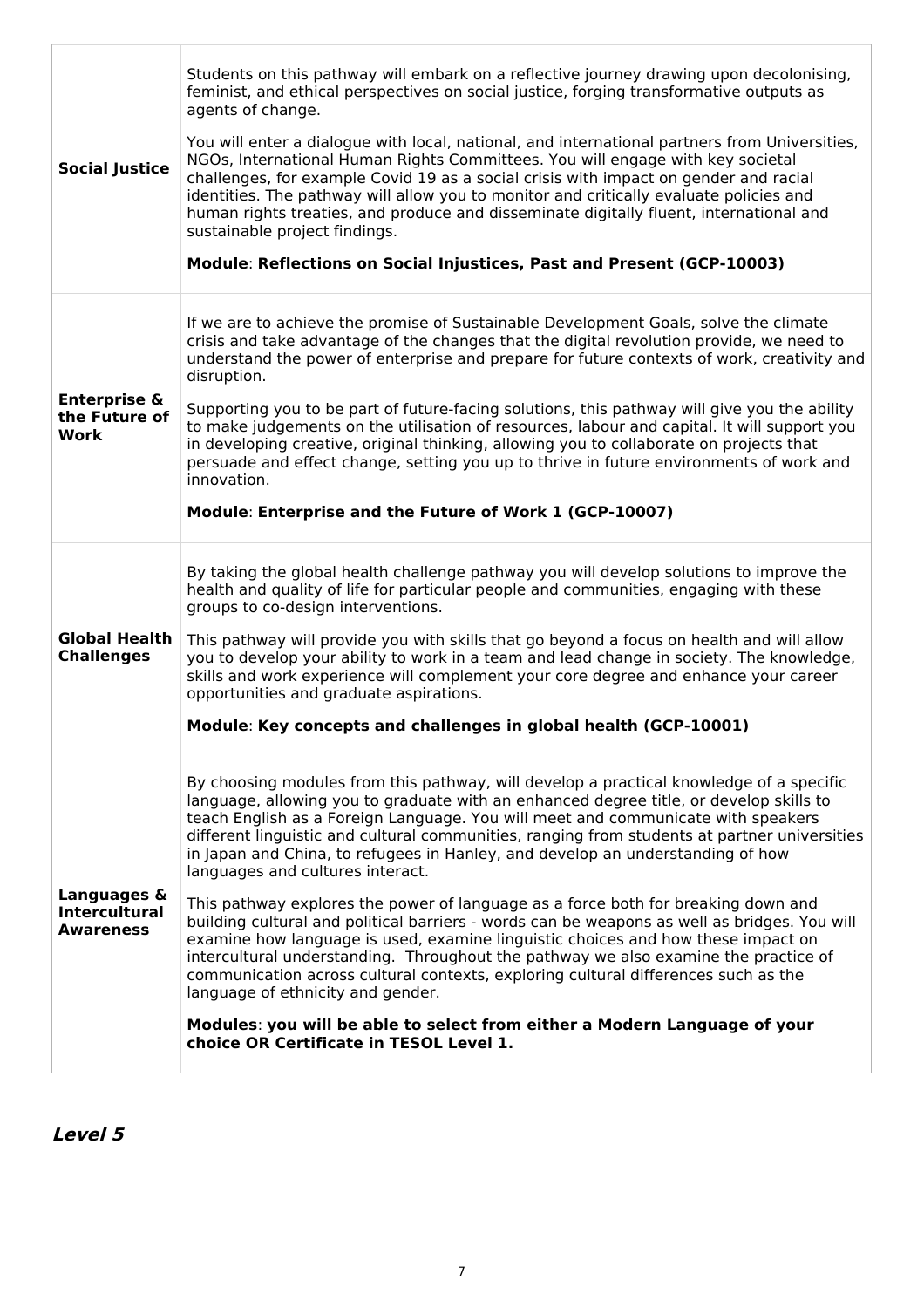| | |
|---|---|
| **Social Justice** | Students on this pathway will embark on a reflective journey drawing upon decolonising, feminist, and ethical perspectives on social justice, forging transformative outputs as agents of change.<br><br>You will enter a dialogue with local, national, and international partners from Universities, NGOs, International Human Rights Committees. You will engage with key societal challenges, for example Covid 19 as a social crisis with impact on gender and racial identities. The pathway will allow you to monitor and critically evaluate policies and human rights treaties, and produce and disseminate digitally fluent, international and sustainable project findings.<br><br>**Module**: **Reflections on Social Injustices, Past and Present (GCP-10003)** |
| **Enterprise & the Future of Work** | If we are to achieve the promise of Sustainable Development Goals, solve the climate crisis and take advantage of the changes that the digital revolution provide, we need to understand the power of enterprise and prepare for future contexts of work, creativity and disruption.<br><br>Supporting you to be part of future-facing solutions, this pathway will give you the ability to make judgements on the utilisation of resources, labour and capital. It will support you in developing creative, original thinking, allowing you to collaborate on projects that persuade and effect change, setting you up to thrive in future environments of work and innovation.<br><br>**Module**: **Enterprise and the Future of Work 1 (GCP-10007)** |
| **Global Health Challenges** | By taking the global health challenge pathway you will develop solutions to improve the health and quality of life for particular people and communities, engaging with these groups to co-design interventions.<br><br>This pathway will provide you with skills that go beyond a focus on health and will allow you to develop your ability to work in a team and lead change in society. The knowledge, skills and work experience will complement your core degree and enhance your career opportunities and graduate aspirations.<br><br>**Module**: **Key concepts and challenges in global health (GCP-10001)** |
| **Languages & Intercultural Awareness** | By choosing modules from this pathway, will develop a practical knowledge of a specific language, allowing you to graduate with an enhanced degree title, or develop skills to teach English as a Foreign Language. You will meet and communicate with speakers different linguistic and cultural communities, ranging from students at partner universities in Japan and China, to refugees in Hanley, and develop an understanding of how languages and cultures interact.<br><br>This pathway explores the power of language as a force both for breaking down and building cultural and political barriers - words can be weapons as well as bridges. You will examine how language is used, examine linguistic choices and how these impact on intercultural understanding. Throughout the pathway we also examine the practice of communication across cultural contexts, exploring cultural differences such as the language of ethnicity and gender.<br><br>**Modules**: **you will be able to select from either a Modern Language of your choice OR Certificate in TESOL Level 1.** |

## *Level 5*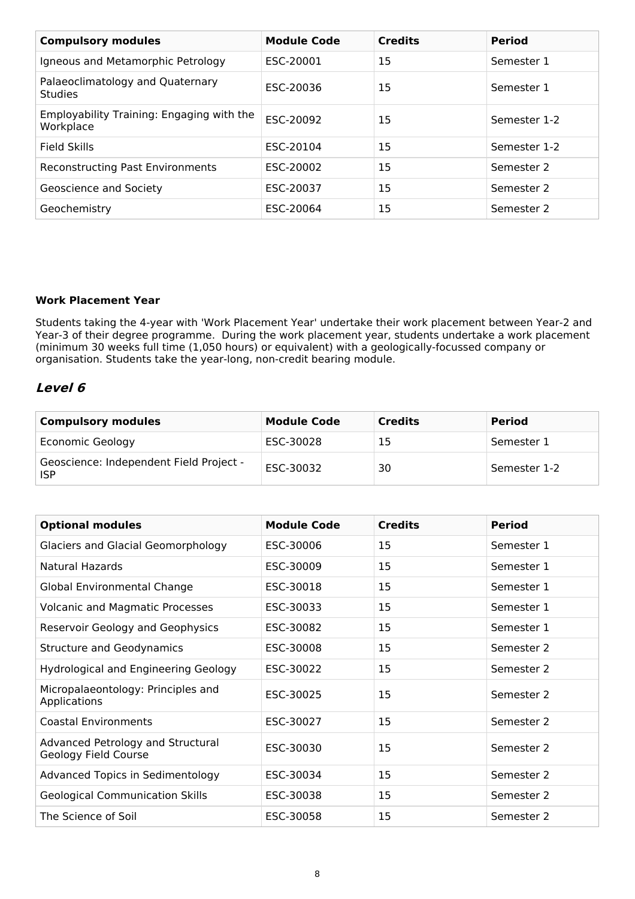| Compulsory modules | Module Code | Credits | Period |
| --- | --- | --- | --- |
| Igneous and Metamorphic Petrology | ESC-20001 | 15 | Semester 1 |
| Palaeoclimatology and Quaternary Studies | ESC-20036 | 15 | Semester 1 |
| Employability Training: Engaging with the Workplace | ESC-20092 | 15 | Semester 1-2 |
| Field Skills | ESC-20104 | 15 | Semester 1-2 |
| Reconstructing Past Environments | ESC-20002 | 15 | Semester 2 |
| Geoscience and Society | ESC-20037 | 15 | Semester 2 |
| Geochemistry | ESC-20064 | 15 | Semester 2 |

**Work Placement Year**

Students taking the 4-year with 'Work Placement Year' undertake their work placement between Year-2 and Year-3 of their degree programme. During the work placement year, students undertake a work placement (minimum 30 weeks full time (1,050 hours) or equivalent) with a geologically-focussed company or organisation. Students take the year-long, non-credit bearing module.

## *Level 6*

| Compulsory modules | Module Code | Credits | Period |
| --- | --- | --- | --- |
| Economic Geology | ESC-30028 | 15 | Semester 1 |
| Geoscience: Independent Field Project - ISP | ESC-30032 | 30 | Semester 1-2 |

| Optional modules | Module Code | Credits | Period |
| --- | --- | --- | --- |
| Glaciers and Glacial Geomorphology | ESC-30006 | 15 | Semester 1 |
| Natural Hazards | ESC-30009 | 15 | Semester 1 |
| Global Environmental Change | ESC-30018 | 15 | Semester 1 |
| Volcanic and Magmatic Processes | ESC-30033 | 15 | Semester 1 |
| Reservoir Geology and Geophysics | ESC-30082 | 15 | Semester 1 |
| Structure and Geodynamics | ESC-30008 | 15 | Semester 2 |
| Hydrological and Engineering Geology | ESC-30022 | 15 | Semester 2 |
| Micropalaeontology: Principles and Applications | ESC-30025 | 15 | Semester 2 |
| Coastal Environments | ESC-30027 | 15 | Semester 2 |
| Advanced Petrology and Structural Geology Field Course | ESC-30030 | 15 | Semester 2 |
| Advanced Topics in Sedimentology | ESC-30034 | 15 | Semester 2 |
| Geological Communication Skills | ESC-30038 | 15 | Semester 2 |
| The Science of Soil | ESC-30058 | 15 | Semester 2 |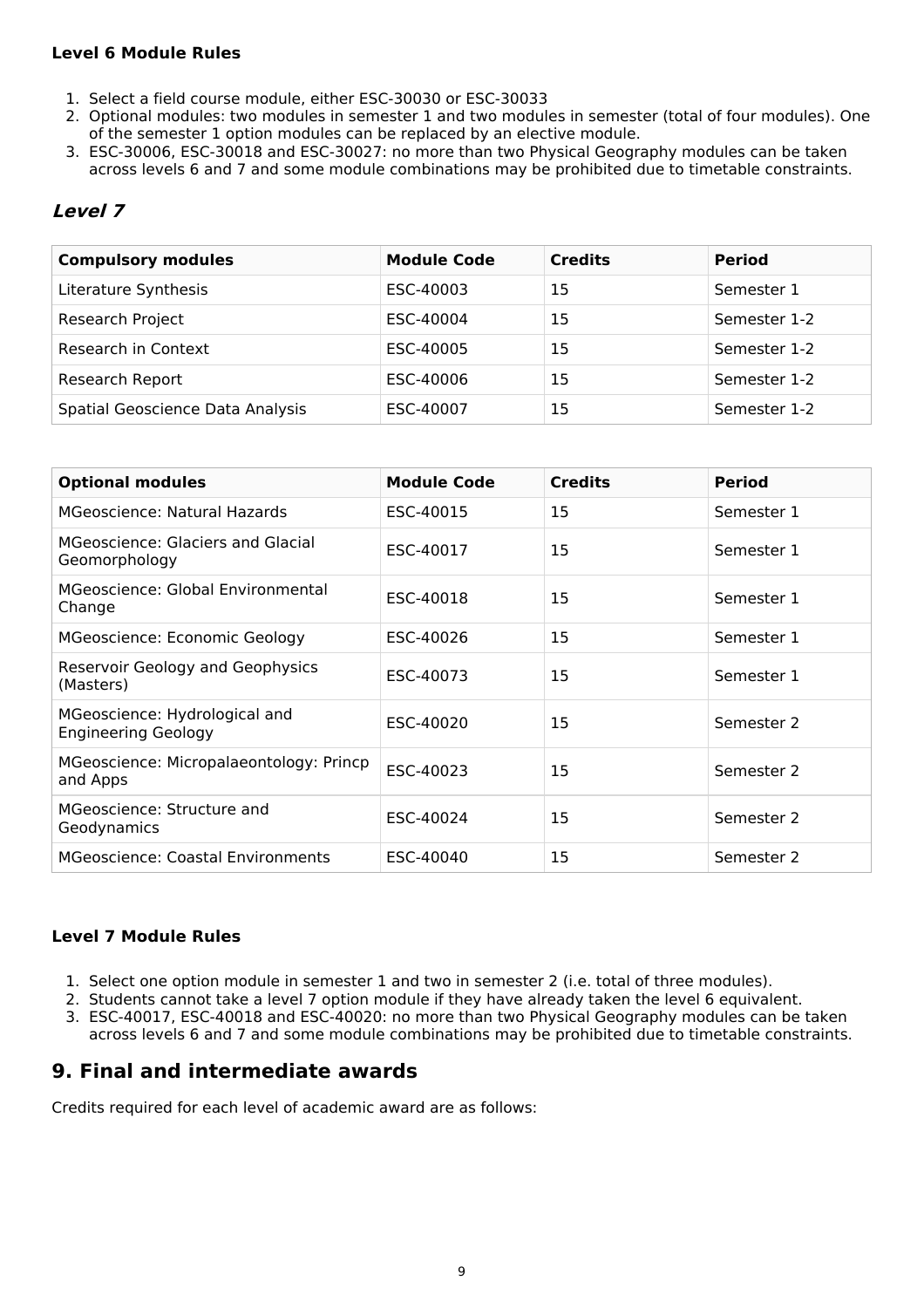**Level 6 Module Rules**

1. Select a field course module, either ESC-30030 or ESC-30033
2. Optional modules: two modules in semester 1 and two modules in semester (total of four modules). One of the semester 1 option modules can be replaced by an elective module.
3. ESC-30006, ESC-30018 and ESC-30027: no more than two Physical Geography modules can be taken across levels 6 and 7 and some module combinations may be prohibited due to timetable constraints.

## *Level 7*

| Compulsory modules | Module Code | Credits | Period |
|---|---|---|---|
| Literature Synthesis | ESC-40003 | 15 | Semester 1 |
| Research Project | ESC-40004 | 15 | Semester 1-2 |
| Research in Context | ESC-40005 | 15 | Semester 1-2 |
| Research Report | ESC-40006 | 15 | Semester 1-2 |
| Spatial Geoscience Data Analysis | ESC-40007 | 15 | Semester 1-2 |

| Optional modules | Module Code | Credits | Period |
|---|---|---|---|
| MGeoscience: Natural Hazards | ESC-40015 | 15 | Semester 1 |
| MGeoscience: Glaciers and Glacial Geomorphology | ESC-40017 | 15 | Semester 1 |
| MGeoscience: Global Environmental Change | ESC-40018 | 15 | Semester 1 |
| MGeoscience: Economic Geology | ESC-40026 | 15 | Semester 1 |
| Reservoir Geology and Geophysics (Masters) | ESC-40073 | 15 | Semester 1 |
| MGeoscience: Hydrological and Engineering Geology | ESC-40020 | 15 | Semester 2 |
| MGeoscience: Micropalaeontology: Princp and Apps | ESC-40023 | 15 | Semester 2 |
| MGeoscience: Structure and Geodynamics | ESC-40024 | 15 | Semester 2 |
| MGeoscience: Coastal Environments | ESC-40040 | 15 | Semester 2 |

**Level 7 Module Rules**

1. Select one option module in semester 1 and two in semester 2 (i.e. total of three modules).
2. Students cannot take a level 7 option module if they have already taken the level 6 equivalent.
3. ESC-40017, ESC-40018 and ESC-40020: no more than two Physical Geography modules can be taken across levels 6 and 7 and some module combinations may be prohibited due to timetable constraints.

## 9. Final and intermediate awards

Credits required for each level of academic award are as follows: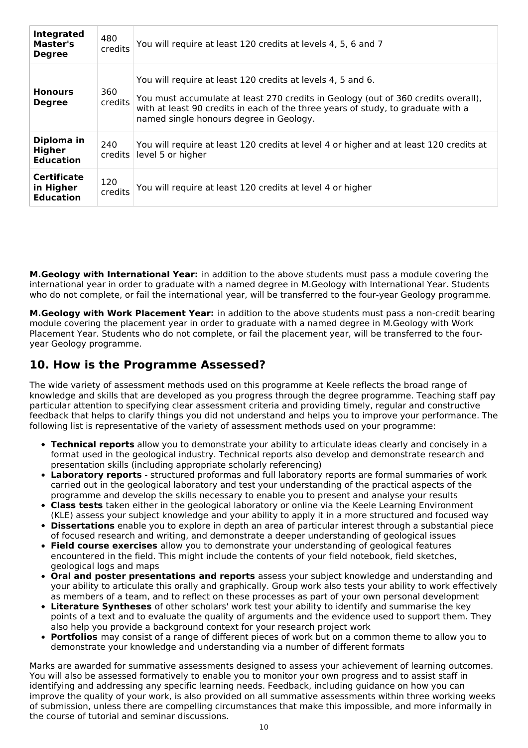| Integrated Master's Degree | 480 credits | You will require at least 120 credits at levels 4, 5, 6 and 7 |
|---|---|---|
| **Honours Degree** | 360 credits | You will require at least 120 credits at levels 4, 5 and 6.<br><br>You must accumulate at least 270 credits in Geology (out of 360 credits overall), with at least 90 credits in each of the three years of study, to graduate with a named single honours degree in Geology. |
| **Diploma in Higher Education** | 240 credits | You will require at least 120 credits at level 4 or higher and at least 120 credits at level 5 or higher |
| **Certificate in Higher Education** | 120 credits | You will require at least 120 credits at level 4 or higher |

**M.Geology with International Year:** in addition to the above students must pass a module covering the international year in order to graduate with a named degree in M.Geology with International Year. Students who do not complete, or fail the international year, will be transferred to the four-year Geology programme.

**M.Geology with Work Placement Year:** in addition to the above students must pass a non-credit bearing module covering the placement year in order to graduate with a named degree in M.Geology with Work Placement Year. Students who do not complete, or fail the placement year, will be transferred to the four-year Geology programme.

## 10. How is the Programme Assessed?

The wide variety of assessment methods used on this programme at Keele reflects the broad range of knowledge and skills that are developed as you progress through the degree programme. Teaching staff pay particular attention to specifying clear assessment criteria and providing timely, regular and constructive feedback that helps to clarify things you did not understand and helps you to improve your performance. The following list is representative of the variety of assessment methods used on your programme:

- **Technical reports** allow you to demonstrate your ability to articulate ideas clearly and concisely in a format used in the geological industry. Technical reports also develop and demonstrate research and presentation skills (including appropriate scholarly referencing)
- **Laboratory reports** - structured proformas and full laboratory reports are formal summaries of work carried out in the geological laboratory and test your understanding of the practical aspects of the programme and develop the skills necessary to enable you to present and analyse your results
- **Class tests** taken either in the geological laboratory or online via the Keele Learning Environment (KLE) assess your subject knowledge and your ability to apply it in a more structured and focused way
- **Dissertations** enable you to explore in depth an area of particular interest through a substantial piece of focused research and writing, and demonstrate a deeper understanding of geological issues
- **Field course exercises** allow you to demonstrate your understanding of geological features encountered in the field. This might include the contents of your field notebook, field sketches, geological logs and maps
- **Oral and poster presentations and reports** assess your subject knowledge and understanding and your ability to articulate this orally and graphically. Group work also tests your ability to work effectively as members of a team, and to reflect on these processes as part of your own personal development
- **Literature Syntheses** of other scholars' work test your ability to identify and summarise the key points of a text and to evaluate the quality of arguments and the evidence used to support them. They also help you provide a background context for your research project work
- **Portfolios** may consist of a range of different pieces of work but on a common theme to allow you to demonstrate your knowledge and understanding via a number of different formats

Marks are awarded for summative assessments designed to assess your achievement of learning outcomes. You will also be assessed formatively to enable you to monitor your own progress and to assist staff in identifying and addressing any specific learning needs. Feedback, including guidance on how you can improve the quality of your work, is also provided on all summative assessments within three working weeks of submission, unless there are compelling circumstances that make this impossible, and more informally in the course of tutorial and seminar discussions.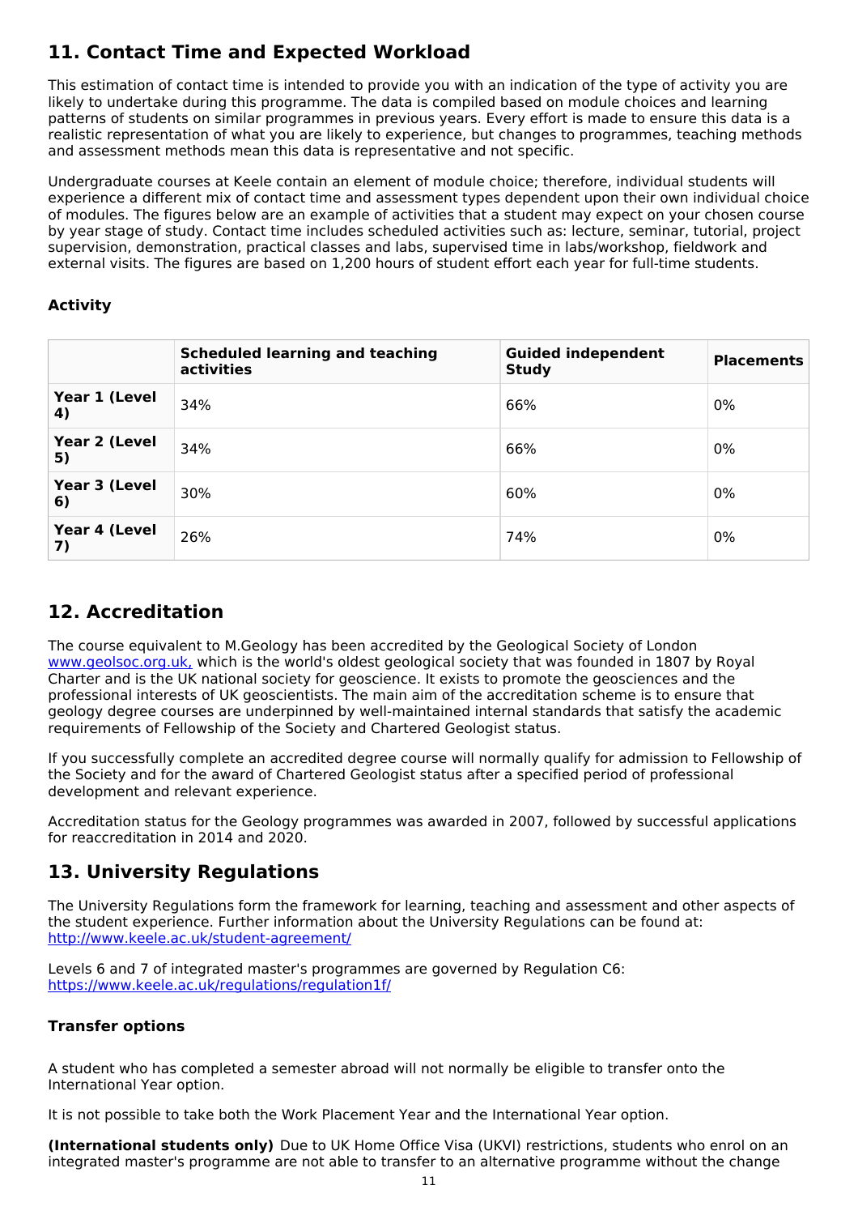## 11. Contact Time and Expected Workload

This estimation of contact time is intended to provide you with an indication of the type of activity you are likely to undertake during this programme. The data is compiled based on module choices and learning patterns of students on similar programmes in previous years. Every effort is made to ensure this data is a realistic representation of what you are likely to experience, but changes to programmes, teaching methods and assessment methods mean this data is representative and not specific.

Undergraduate courses at Keele contain an element of module choice; therefore, individual students will experience a different mix of contact time and assessment types dependent upon their own individual choice of modules. The figures below are an example of activities that a student may expect on your chosen course by year stage of study. Contact time includes scheduled activities such as: lecture, seminar, tutorial, project supervision, demonstration, practical classes and labs, supervised time in labs/workshop, fieldwork and external visits. The figures are based on 1,200 hours of student effort each year for full-time students.

### Activity

| | Scheduled learning and teaching activities | Guided independent Study | Placements |
|---|---|---|---|
| **Year 1 (Level 4)** | 34% | 66% | 0% |
| **Year 2 (Level 5)** | 34% | 66% | 0% |
| **Year 3 (Level 6)** | 30% | 60% | 0% |
| **Year 4 (Level 7)** | 26% | 74% | 0% |

## 12. Accreditation

The course equivalent to M.Geology has been accredited by the Geological Society of London www.geolsoc.org.uk, which is the world's oldest geological society that was founded in 1807 by Royal Charter and is the UK national society for geoscience. It exists to promote the geosciences and the professional interests of UK geoscientists. The main aim of the accreditation scheme is to ensure that geology degree courses are underpinned by well-maintained internal standards that satisfy the academic requirements of Fellowship of the Society and Chartered Geologist status.

If you successfully complete an accredited degree course will normally qualify for admission to Fellowship of the Society and for the award of Chartered Geologist status after a specified period of professional development and relevant experience.

Accreditation status for the Geology programmes was awarded in 2007, followed by successful applications for reaccreditation in 2014 and 2020.

## 13. University Regulations

The University Regulations form the framework for learning, teaching and assessment and other aspects of the student experience. Further information about the University Regulations can be found at: http://www.keele.ac.uk/student-agreement/

Levels 6 and 7 of integrated master's programmes are governed by Regulation C6: https://www.keele.ac.uk/regulations/regulation1f/

### Transfer options

A student who has completed a semester abroad will not normally be eligible to transfer onto the International Year option.

It is not possible to take both the Work Placement Year and the International Year option.

**(International students only)** Due to UK Home Office Visa (UKVI) restrictions, students who enrol on an integrated master's programme are not able to transfer to an alternative programme without the change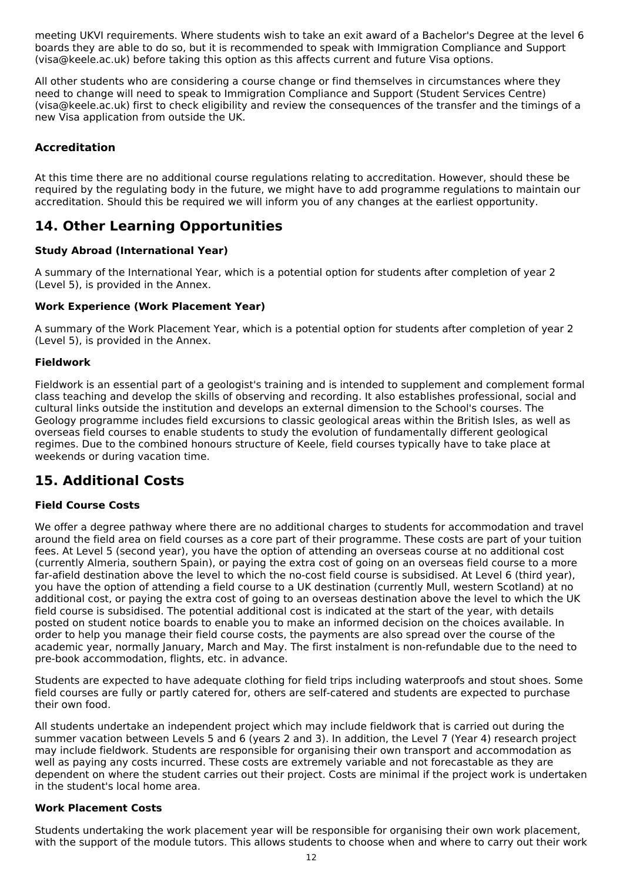meeting UKVI requirements. Where students wish to take an exit award of a Bachelor's Degree at the level 6 boards they are able to do so, but it is recommended to speak with Immigration Compliance and Support (visa@keele.ac.uk) before taking this option as this affects current and future Visa options.

All other students who are considering a course change or find themselves in circumstances where they need to change will need to speak to Immigration Compliance and Support (Student Services Centre) (visa@keele.ac.uk) first to check eligibility and review the consequences of the transfer and the timings of a new Visa application from outside the UK.

### Accreditation

At this time there are no additional course regulations relating to accreditation. However, should these be required by the regulating body in the future, we might have to add programme regulations to maintain our accreditation. Should this be required we will inform you of any changes at the earliest opportunity.

## 14. Other Learning Opportunities

### Study Abroad (International Year)

A summary of the International Year, which is a potential option for students after completion of year 2 (Level 5), is provided in the Annex.

### Work Experience (Work Placement Year)

A summary of the Work Placement Year, which is a potential option for students after completion of year 2 (Level 5), is provided in the Annex.

### Fieldwork

Fieldwork is an essential part of a geologist's training and is intended to supplement and complement formal class teaching and develop the skills of observing and recording. It also establishes professional, social and cultural links outside the institution and develops an external dimension to the School's courses. The Geology programme includes field excursions to classic geological areas within the British Isles, as well as overseas field courses to enable students to study the evolution of fundamentally different geological regimes. Due to the combined honours structure of Keele, field courses typically have to take place at weekends or during vacation time.

## 15. Additional Costs

### Field Course Costs

We offer a degree pathway where there are no additional charges to students for accommodation and travel around the field area on field courses as a core part of their programme. These costs are part of your tuition fees. At Level 5 (second year), you have the option of attending an overseas course at no additional cost (currently Almeria, southern Spain), or paying the extra cost of going on an overseas field course to a more far-afield destination above the level to which the no-cost field course is subsidised. At Level 6 (third year), you have the option of attending a field course to a UK destination (currently Mull, western Scotland) at no additional cost, or paying the extra cost of going to an overseas destination above the level to which the UK field course is subsidised. The potential additional cost is indicated at the start of the year, with details posted on student notice boards to enable you to make an informed decision on the choices available. In order to help you manage their field course costs, the payments are also spread over the course of the academic year, normally January, March and May. The first instalment is non-refundable due to the need to pre-book accommodation, flights, etc. in advance.

Students are expected to have adequate clothing for field trips including waterproofs and stout shoes. Some field courses are fully or partly catered for, others are self-catered and students are expected to purchase their own food.

All students undertake an independent project which may include fieldwork that is carried out during the summer vacation between Levels 5 and 6 (years 2 and 3). In addition, the Level 7 (Year 4) research project may include fieldwork. Students are responsible for organising their own transport and accommodation as well as paying any costs incurred. These costs are extremely variable and not forecastable as they are dependent on where the student carries out their project. Costs are minimal if the project work is undertaken in the student's local home area.

### Work Placement Costs

Students undertaking the work placement year will be responsible for organising their own work placement, with the support of the module tutors. This allows students to choose when and where to carry out their work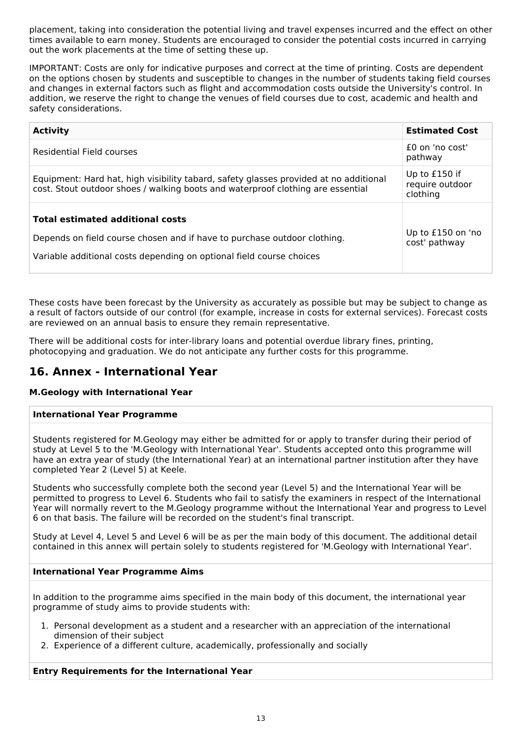placement, taking into consideration the potential living and travel expenses incurred and the effect on other times available to earn money. Students are encouraged to consider the potential costs incurred in carrying out the work placements at the time of setting these up.

IMPORTANT: Costs are only for indicative purposes and correct at the time of printing. Costs are dependent on the options chosen by students and susceptible to changes in the number of students taking field courses and changes in external factors such as flight and accommodation costs outside the University's control. In addition, we reserve the right to change the venues of field courses due to cost, academic and health and safety considerations.

| **Activity** | **Estimated Cost** |
|---|---|
| Residential Field courses | £0 on 'no cost' pathway |
| Equipment: Hard hat, high visibility tabard, safety glasses provided at no additional cost. Stout outdoor shoes / walking boots and waterproof clothing are essential | Up to £150 if require outdoor clothing |
| **Total estimated additional costs**<br><br>Depends on field course chosen and if have to purchase outdoor clothing.<br><br>Variable additional costs depending on optional field course choices | Up to £150 on 'no cost' pathway |

These costs have been forecast by the University as accurately as possible but may be subject to change as a result of factors outside of our control (for example, increase in costs for external services). Forecast costs are reviewed on an annual basis to ensure they remain representative.

There will be additional costs for inter-library loans and potential overdue library fines, printing, photocopying and graduation. We do not anticipate any further costs for this programme.

## 16. Annex - International Year

### M.Geology with International Year

**International Year Programme**

Students registered for M.Geology may either be admitted for or apply to transfer during their period of study at Level 5 to the 'M.Geology with International Year'. Students accepted onto this programme will have an extra year of study (the International Year) at an international partner institution after they have completed Year 2 (Level 5) at Keele.

Students who successfully complete both the second year (Level 5) and the International Year will be permitted to progress to Level 6. Students who fail to satisfy the examiners in respect of the International Year will normally revert to the M.Geology programme without the International Year and progress to Level 6 on that basis. The failure will be recorded on the student's final transcript.

Study at Level 4, Level 5 and Level 6 will be as per the main body of this document. The additional detail contained in this annex will pertain solely to students registered for 'M.Geology with International Year'.

**International Year Programme Aims**

In addition to the programme aims specified in the main body of this document, the international year programme of study aims to provide students with:

1. Personal development as a student and a researcher with an appreciation of the international dimension of their subject
2. Experience of a different culture, academically, professionally and socially

**Entry Requirements for the International Year**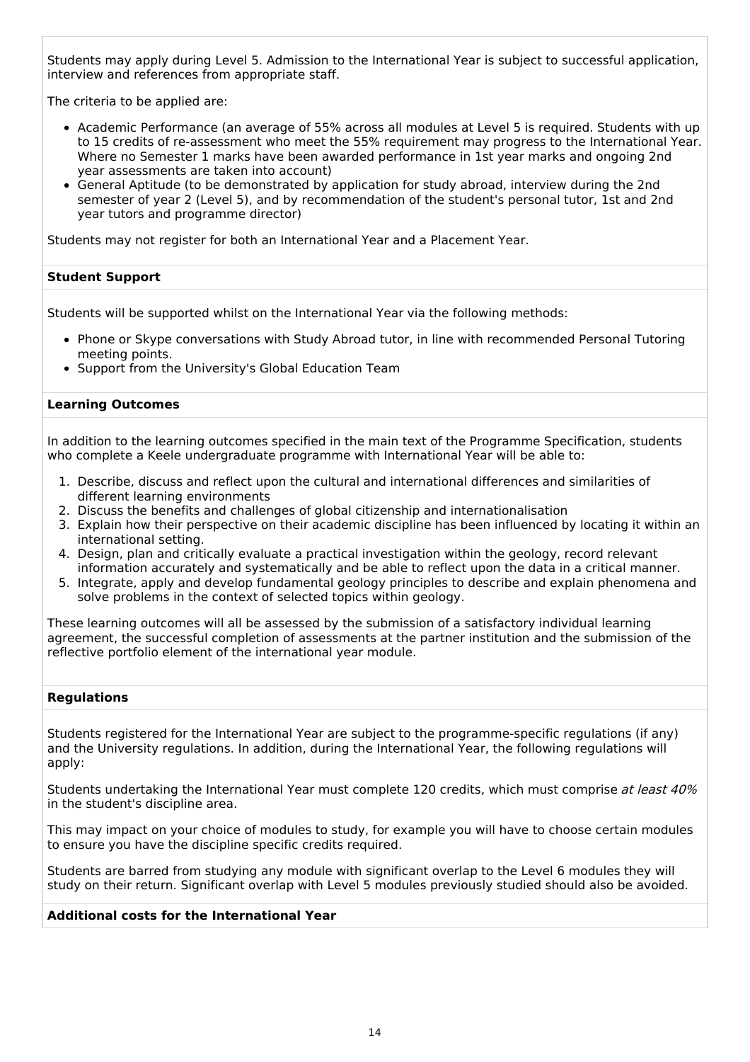Students may apply during Level 5. Admission to the International Year is subject to successful application, interview and references from appropriate staff.

The criteria to be applied are:

- Academic Performance (an average of 55% across all modules at Level 5 is required. Students with up to 15 credits of re-assessment who meet the 55% requirement may progress to the International Year. Where no Semester 1 marks have been awarded performance in 1st year marks and ongoing 2nd year assessments are taken into account)
- General Aptitude (to be demonstrated by application for study abroad, interview during the 2nd semester of year 2 (Level 5), and by recommendation of the student's personal tutor, 1st and 2nd year tutors and programme director)

Students may not register for both an International Year and a Placement Year.

**Student Support**

Students will be supported whilst on the International Year via the following methods:

- Phone or Skype conversations with Study Abroad tutor, in line with recommended Personal Tutoring meeting points.
- Support from the University's Global Education Team

**Learning Outcomes**

In addition to the learning outcomes specified in the main text of the Programme Specification, students who complete a Keele undergraduate programme with International Year will be able to:

1. Describe, discuss and reflect upon the cultural and international differences and similarities of different learning environments
2. Discuss the benefits and challenges of global citizenship and internationalisation
3. Explain how their perspective on their academic discipline has been influenced by locating it within an international setting.
4. Design, plan and critically evaluate a practical investigation within the geology, record relevant information accurately and systematically and be able to reflect upon the data in a critical manner.
5. Integrate, apply and develop fundamental geology principles to describe and explain phenomena and solve problems in the context of selected topics within geology.

These learning outcomes will all be assessed by the submission of a satisfactory individual learning agreement, the successful completion of assessments at the partner institution and the submission of the reflective portfolio element of the international year module.

**Regulations**

Students registered for the International Year are subject to the programme-specific regulations (if any) and the University regulations. In addition, during the International Year, the following regulations will apply:

Students undertaking the International Year must complete 120 credits, which must comprise *at least 40%* in the student's discipline area.

This may impact on your choice of modules to study, for example you will have to choose certain modules to ensure you have the discipline specific credits required.

Students are barred from studying any module with significant overlap to the Level 6 modules they will study on their return. Significant overlap with Level 5 modules previously studied should also be avoided.

**Additional costs for the International Year**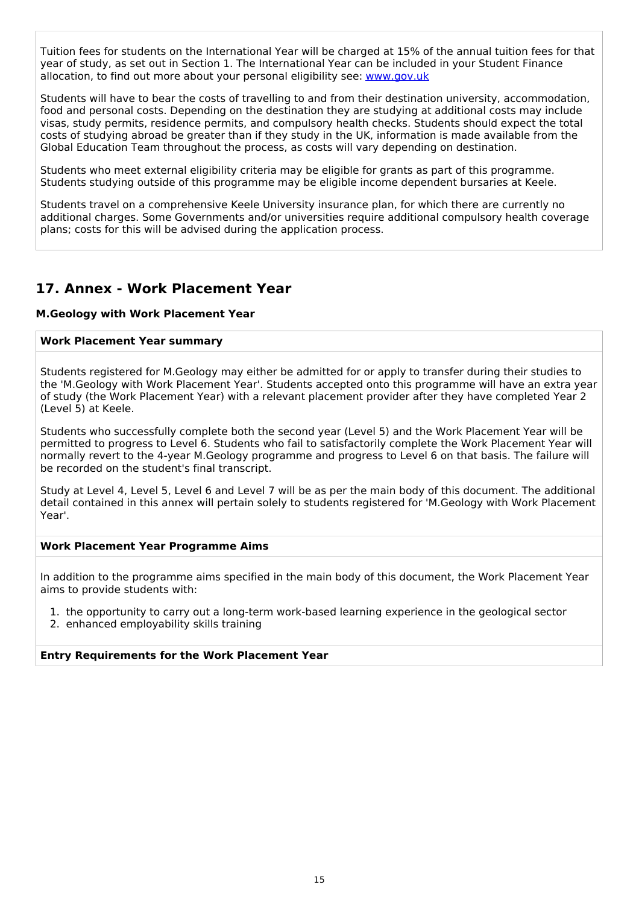Tuition fees for students on the International Year will be charged at 15% of the annual tuition fees for that year of study, as set out in Section 1. The International Year can be included in your Student Finance allocation, to find out more about your personal eligibility see: [www.gov.uk](www.gov.uk)

Students will have to bear the costs of travelling to and from their destination university, accommodation, food and personal costs. Depending on the destination they are studying at additional costs may include visas, study permits, residence permits, and compulsory health checks. Students should expect the total costs of studying abroad be greater than if they study in the UK, information is made available from the Global Education Team throughout the process, as costs will vary depending on destination.

Students who meet external eligibility criteria may be eligible for grants as part of this programme. Students studying outside of this programme may be eligible income dependent bursaries at Keele.

Students travel on a comprehensive Keele University insurance plan, for which there are currently no additional charges. Some Governments and/or universities require additional compulsory health coverage plans; costs for this will be advised during the application process.

## 17. Annex - Work Placement Year

**M.Geology with Work Placement Year**

**Work Placement Year summary**

Students registered for M.Geology may either be admitted for or apply to transfer during their studies to the 'M.Geology with Work Placement Year'. Students accepted onto this programme will have an extra year of study (the Work Placement Year) with a relevant placement provider after they have completed Year 2 (Level 5) at Keele.

Students who successfully complete both the second year (Level 5) and the Work Placement Year will be permitted to progress to Level 6. Students who fail to satisfactorily complete the Work Placement Year will normally revert to the 4-year M.Geology programme and progress to Level 6 on that basis. The failure will be recorded on the student's final transcript.

Study at Level 4, Level 5, Level 6 and Level 7 will be as per the main body of this document. The additional detail contained in this annex will pertain solely to students registered for 'M.Geology with Work Placement Year'.

**Work Placement Year Programme Aims**

In addition to the programme aims specified in the main body of this document, the Work Placement Year aims to provide students with:

1. the opportunity to carry out a long-term work-based learning experience in the geological sector
2. enhanced employability skills training

**Entry Requirements for the Work Placement Year**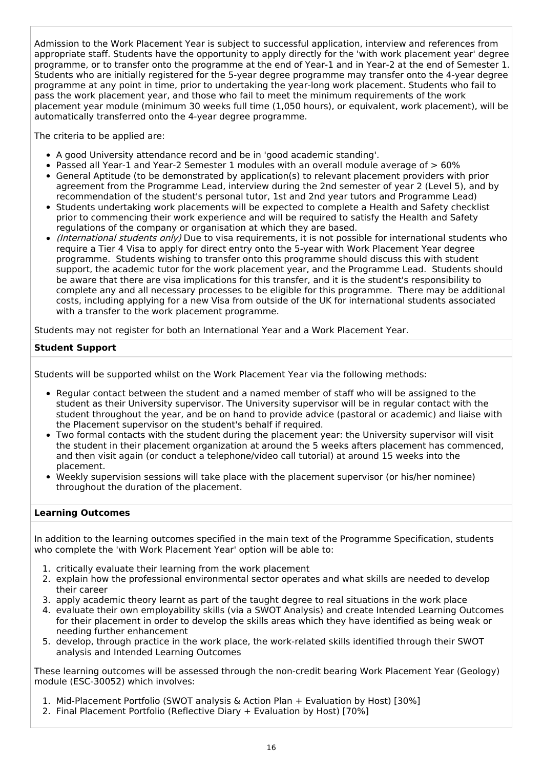Admission to the Work Placement Year is subject to successful application, interview and references from appropriate staff. Students have the opportunity to apply directly for the 'with work placement year' degree programme, or to transfer onto the programme at the end of Year-1 and in Year-2 at the end of Semester 1. Students who are initially registered for the 5-year degree programme may transfer onto the 4-year degree programme at any point in time, prior to undertaking the year-long work placement. Students who fail to pass the work placement year, and those who fail to meet the minimum requirements of the work placement year module (minimum 30 weeks full time (1,050 hours), or equivalent, work placement), will be automatically transferred onto the 4-year degree programme.

The criteria to be applied are:

- A good University attendance record and be in 'good academic standing'.
- Passed all Year-1 and Year-2 Semester 1 modules with an overall module average of > 60%
- General Aptitude (to be demonstrated by application(s) to relevant placement providers with prior agreement from the Programme Lead, interview during the 2nd semester of year 2 (Level 5), and by recommendation of the student's personal tutor, 1st and 2nd year tutors and Programme Lead)
- Students undertaking work placements will be expected to complete a Health and Safety checklist prior to commencing their work experience and will be required to satisfy the Health and Safety regulations of the company or organisation at which they are based.
- *(International students only)* Due to visa requirements, it is not possible for international students who require a Tier 4 Visa to apply for direct entry onto the 5-year with Work Placement Year degree programme. Students wishing to transfer onto this programme should discuss this with student support, the academic tutor for the work placement year, and the Programme Lead. Students should be aware that there are visa implications for this transfer, and it is the student's responsibility to complete any and all necessary processes to be eligible for this programme. There may be additional costs, including applying for a new Visa from outside of the UK for international students associated with a transfer to the work placement programme.

Students may not register for both an International Year and a Work Placement Year.

**Student Support**

Students will be supported whilst on the Work Placement Year via the following methods:

- Regular contact between the student and a named member of staff who will be assigned to the student as their University supervisor. The University supervisor will be in regular contact with the student throughout the year, and be on hand to provide advice (pastoral or academic) and liaise with the Placement supervisor on the student's behalf if required.
- Two formal contacts with the student during the placement year: the University supervisor will visit the student in their placement organization at around the 5 weeks afters placement has commenced, and then visit again (or conduct a telephone/video call tutorial) at around 15 weeks into the placement.
- Weekly supervision sessions will take place with the placement supervisor (or his/her nominee) throughout the duration of the placement.

**Learning Outcomes**

In addition to the learning outcomes specified in the main text of the Programme Specification, students who complete the 'with Work Placement Year' option will be able to:

1. critically evaluate their learning from the work placement
2. explain how the professional environmental sector operates and what skills are needed to develop their career
3. apply academic theory learnt as part of the taught degree to real situations in the work place
4. evaluate their own employability skills (via a SWOT Analysis) and create Intended Learning Outcomes for their placement in order to develop the skills areas which they have identified as being weak or needing further enhancement
5. develop, through practice in the work place, the work-related skills identified through their SWOT analysis and Intended Learning Outcomes

These learning outcomes will be assessed through the non-credit bearing Work Placement Year (Geology) module (ESC-30052) which involves:

1. Mid-Placement Portfolio (SWOT analysis & Action Plan + Evaluation by Host) [30%]
2. Final Placement Portfolio (Reflective Diary + Evaluation by Host) [70%]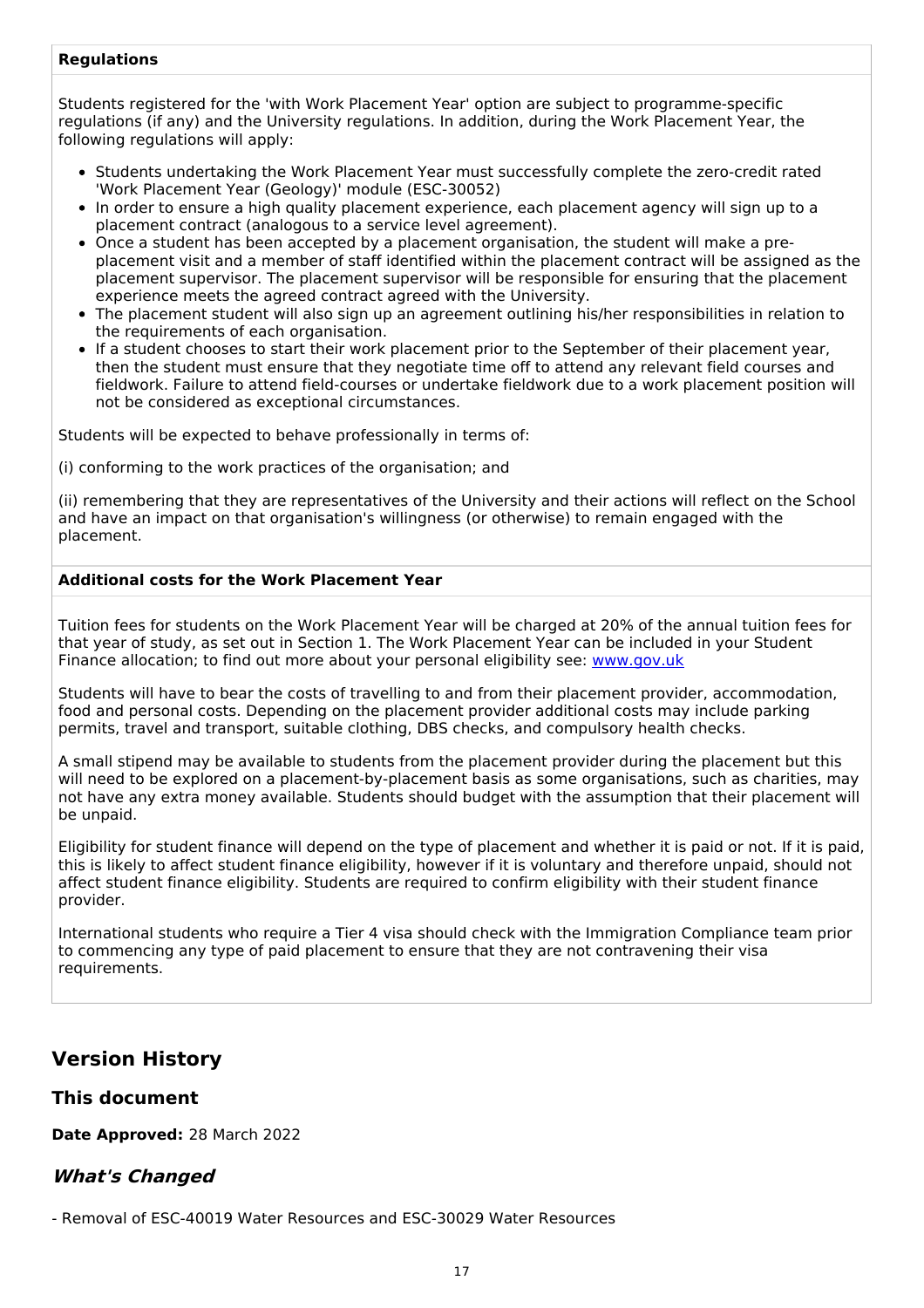**Regulations**

Students registered for the 'with Work Placement Year' option are subject to programme-specific regulations (if any) and the University regulations. In addition, during the Work Placement Year, the following regulations will apply:

- Students undertaking the Work Placement Year must successfully complete the zero-credit rated 'Work Placement Year (Geology)' module (ESC-30052)
- In order to ensure a high quality placement experience, each placement agency will sign up to a placement contract (analogous to a service level agreement).
- Once a student has been accepted by a placement organisation, the student will make a pre-placement visit and a member of staff identified within the placement contract will be assigned as the placement supervisor. The placement supervisor will be responsible for ensuring that the placement experience meets the agreed contract agreed with the University.
- The placement student will also sign up an agreement outlining his/her responsibilities in relation to the requirements of each organisation.
- If a student chooses to start their work placement prior to the September of their placement year, then the student must ensure that they negotiate time off to attend any relevant field courses and fieldwork. Failure to attend field-courses or undertake fieldwork due to a work placement position will not be considered as exceptional circumstances.

Students will be expected to behave professionally in terms of:

(i) conforming to the work practices of the organisation; and

(ii) remembering that they are representatives of the University and their actions will reflect on the School and have an impact on that organisation's willingness (or otherwise) to remain engaged with the placement.

**Additional costs for the Work Placement Year**

Tuition fees for students on the Work Placement Year will be charged at 20% of the annual tuition fees for that year of study, as set out in Section 1. The Work Placement Year can be included in your Student Finance allocation; to find out more about your personal eligibility see: [www.gov.uk](www.gov.uk)

Students will have to bear the costs of travelling to and from their placement provider, accommodation, food and personal costs. Depending on the placement provider additional costs may include parking permits, travel and transport, suitable clothing, DBS checks, and compulsory health checks.

A small stipend may be available to students from the placement provider during the placement but this will need to be explored on a placement-by-placement basis as some organisations, such as charities, may not have any extra money available. Students should budget with the assumption that their placement will be unpaid.

Eligibility for student finance will depend on the type of placement and whether it is paid or not. If it is paid, this is likely to affect student finance eligibility, however if it is voluntary and therefore unpaid, should not affect student finance eligibility. Students are required to confirm eligibility with their student finance provider.

International students who require a Tier 4 visa should check with the Immigration Compliance team prior to commencing any type of paid placement to ensure that they are not contravening their visa requirements.

## Version History

### This document

**Date Approved:** 28 March 2022

### *What's Changed*

- Removal of ESC-40019 Water Resources and ESC-30029 Water Resources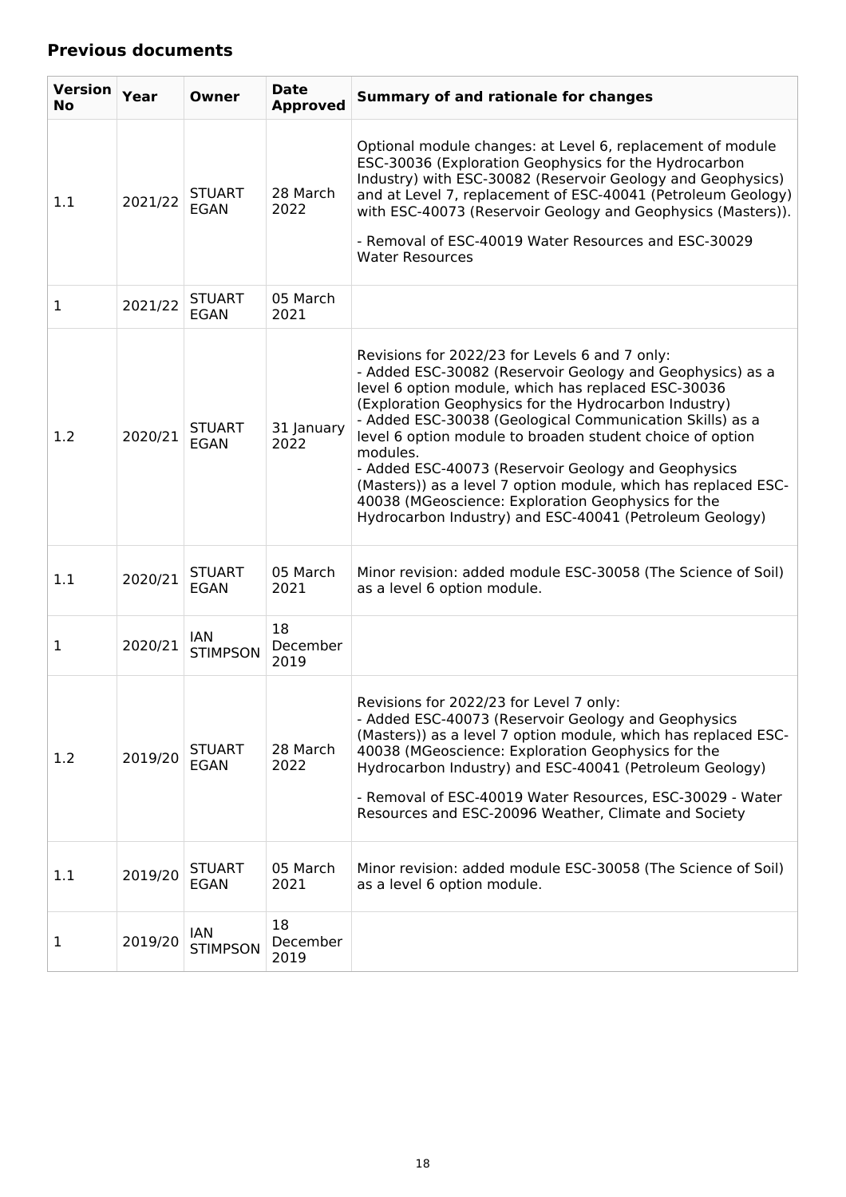## Previous documents

| Version No | Year | Owner | Date Approved | Summary of and rationale for changes |
|---|---|---|---|---|
| 1.1 | 2021/22 | STUART EGAN | 28 March 2022 | Optional module changes: at Level 6, replacement of module ESC-30036 (Exploration Geophysics for the Hydrocarbon Industry) with ESC-30082 (Reservoir Geology and Geophysics) and at Level 7, replacement of ESC-40041 (Petroleum Geology) with ESC-40073 (Reservoir Geology and Geophysics (Masters)).<br><br>- Removal of ESC-40019 Water Resources and ESC-30029 Water Resources |
| 1 | 2021/22 | STUART EGAN | 05 March 2021 | |
| 1.2 | 2020/21 | STUART EGAN | 31 January 2022 | Revisions for 2022/23 for Levels 6 and 7 only:<br>- Added ESC-30082 (Reservoir Geology and Geophysics) as a level 6 option module, which has replaced ESC-30036 (Exploration Geophysics for the Hydrocarbon Industry)<br>- Added ESC-30038 (Geological Communication Skills) as a level 6 option module to broaden student choice of option modules.<br>- Added ESC-40073 (Reservoir Geology and Geophysics (Masters)) as a level 7 option module, which has replaced ESC-40038 (MGeoscience: Exploration Geophysics for the Hydrocarbon Industry) and ESC-40041 (Petroleum Geology) |
| 1.1 | 2020/21 | STUART EGAN | 05 March 2021 | Minor revision: added module ESC-30058 (The Science of Soil) as a level 6 option module. |
| 1 | 2020/21 | IAN STIMPSON | 18 December 2019 | |
| 1.2 | 2019/20 | STUART EGAN | 28 March 2022 | Revisions for 2022/23 for Level 7 only:<br>- Added ESC-40073 (Reservoir Geology and Geophysics (Masters)) as a level 7 option module, which has replaced ESC-40038 (MGeoscience: Exploration Geophysics for the Hydrocarbon Industry) and ESC-40041 (Petroleum Geology)<br><br>- Removal of ESC-40019 Water Resources, ESC-30029 - Water Resources and ESC-20096 Weather, Climate and Society |
| 1.1 | 2019/20 | STUART EGAN | 05 March 2021 | Minor revision: added module ESC-30058 (The Science of Soil) as a level 6 option module. |
| 1 | 2019/20 | IAN STIMPSON | 18 December 2019 | |